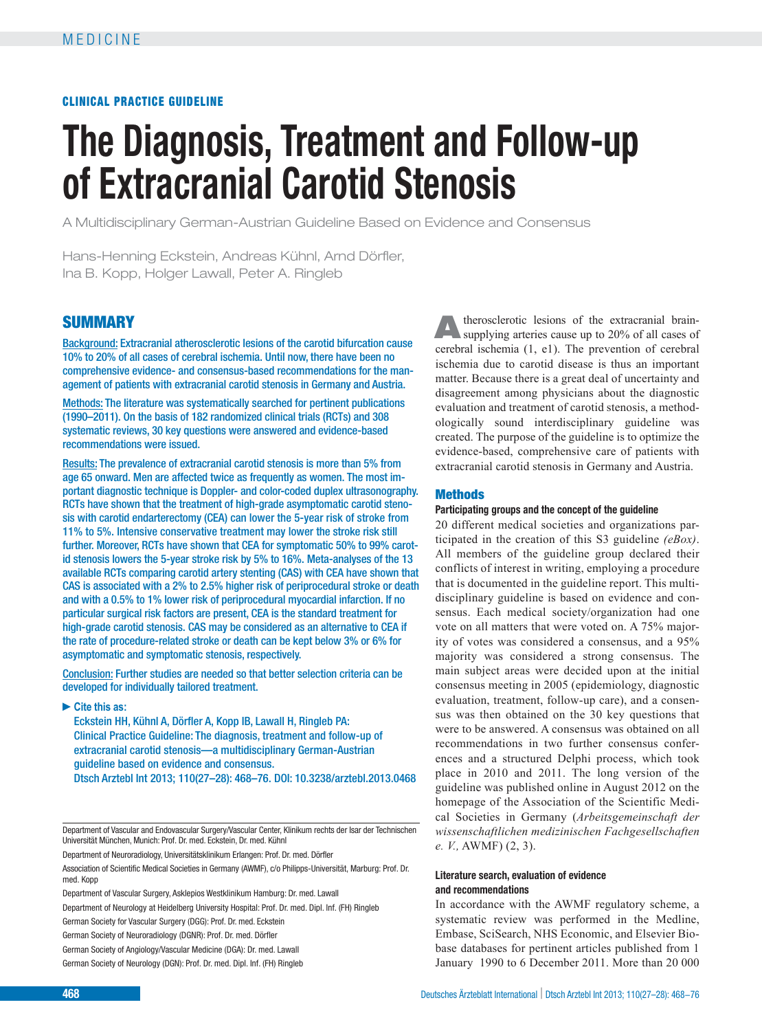MEDICINE

**CLINICAL PRACTICE GUIDELINE**

# The Diagnosis, Treatment and Follow-up of Extracranial Carotid Stenosis

A Multidisciplinary German-Austrian Guideline Based on Evidence and Consensus

Hans-Henning Eckstein, Andreas Kühnl, Arnd Dörfler, Ina B. Kopp, Holger Lawall, Peter A. Ringleb

## SUMMARY

Background: Extracranial atherosclerotic lesions of the carotid bifurcation cause 10% to 20% of all cases of cerebral ischemia. Until now, there have been no comprehensive evidence- and consensus-based recommendations for the management of patients with extracranial carotid stenosis in Germany and Austria.

Methods: The literature was systematically searched for pertinent publications (1990–2011). On the basis of 182 randomized clinical trials (RCTs) and 308 systematic reviews, 30 key questions were answered and evidence-based recommendations were issued.

Results: The prevalence of extracranial carotid stenosis is more than 5% from age 65 onward. Men are affected twice as frequently as women. The most important diagnostic technique is Doppler- and color-coded duplex ultrasonography. RCTs have shown that the treatment of high-grade asymptomatic carotid stenosis with carotid endarterectomy (CEA) can lower the 5-year risk of stroke from 11% to 5%. Intensive conservative treatment may lower the stroke risk still further. Moreover, RCTs have shown that CEA for symptomatic 50% to 99% carotid stenosis lowers the 5-year stroke risk by 5% to 16%. Meta-analyses of the 13 available RCTs comparing carotid artery stenting (CAS) with CEA have shown that CAS is associated with a 2% to 2.5% higher risk of periprocedural stroke or death and with a 0.5% to 1% lower risk of periprocedural myocardial infarction. If no particular surgical risk factors are present, CEA is the standard treatment for high-grade carotid stenosis. CAS may be considered as an alternative to CEA if the rate of procedure-related stroke or death can be kept below 3% or 6% for asymptomatic and symptomatic stenosis, respectively.

Conclusion: Further studies are needed so that better selection criteria can be developed for individually tailored treatment.

► Cite this as:
Eckstein HH, Kühnl A, Dörfler A, Kopp IB, Lawall H, Ringleb PA: Clinical Practice Guideline: The diagnosis, treatment and follow-up of extracranial carotid stenosis—a multidisciplinary German-Austrian guideline based on evidence and consensus.
Dtsch Arztebl Int 2013; 110(27–28): 468–76. DOI: 10.3238/arztebl.2013.0468

Department of Vascular and Endovascular Surgery/Vascular Center, Klinikum rechts der Isar der Technischen Universität München, Munich: Prof. Dr. med. Eckstein, Dr. med. Kühnl

Department of Neuroradiology, Universitätsklinikum Erlangen: Prof. Dr. med. Dörfler

Association of Scientific Medical Societies in Germany (AWMF), c/o Philipps-Universität, Marburg: Prof. Dr. med. Kopp

Department of Vascular Surgery, Asklepios Westklinikum Hamburg: Dr. med. Lawall

Department of Neurology at Heidelberg University Hospital: Prof. Dr. med. Dipl. Inf. (FH) Ringleb

German Society for Vascular Surgery (DGG): Prof. Dr. med. Eckstein

German Society of Neuroradiology (DGNR): Prof. Dr. med. Dörfler

German Society of Angiology/Vascular Medicine (DGA): Dr. med. Lawall

German Society of Neurology (DGN): Prof. Dr. med. Dipl. Inf. (FH) Ringleb

Atherosclerotic lesions of the extracranial brain-supplying arteries cause up to 20% of all cases of cerebral ischemia (1, e1). The prevention of cerebral ischemia due to carotid disease is thus an important matter. Because there is a great deal of uncertainty and disagreement among physicians about the diagnostic evaluation and treatment of carotid stenosis, a methodologically sound interdisciplinary guideline was created. The purpose of the guideline is to optimize the evidence-based, comprehensive care of patients with extracranial carotid stenosis in Germany and Austria.

## Methods

### Participating groups and the concept of the guideline

20 different medical societies and organizations participated in the creation of this S3 guideline *(eBox)*. All members of the guideline group declared their conflicts of interest in writing, employing a procedure that is documented in the guideline report. This multidisciplinary guideline is based on evidence and consensus. Each medical society/organization had one vote on all matters that were voted on. A 75% majority of votes was considered a consensus, and a 95% majority was considered a strong consensus. The main subject areas were decided upon at the initial consensus meeting in 2005 (epidemiology, diagnostic evaluation, treatment, follow-up care), and a consensus was then obtained on the 30 key questions that were to be answered. A consensus was obtained on all recommendations in two further consensus conferences and a structured Delphi process, which took place in 2010 and 2011. The long version of the guideline was published online in August 2012 on the homepage of the Association of the Scientific Medical Societies in Germany (*Arbeitsgemeinschaft der wissenschaftlichen medizinischen Fachgesellschaften e. V.,* AWMF) (2, 3).

### Literature search, evaluation of evidence and recommendations

In accordance with the AWMF regulatory scheme, a systematic review was performed in the Medline, Embase, SciSearch, NHS Economic, and Elsevier Biobase databases for pertinent articles published from 1 January 1990 to 6 December 2011. More than 20 000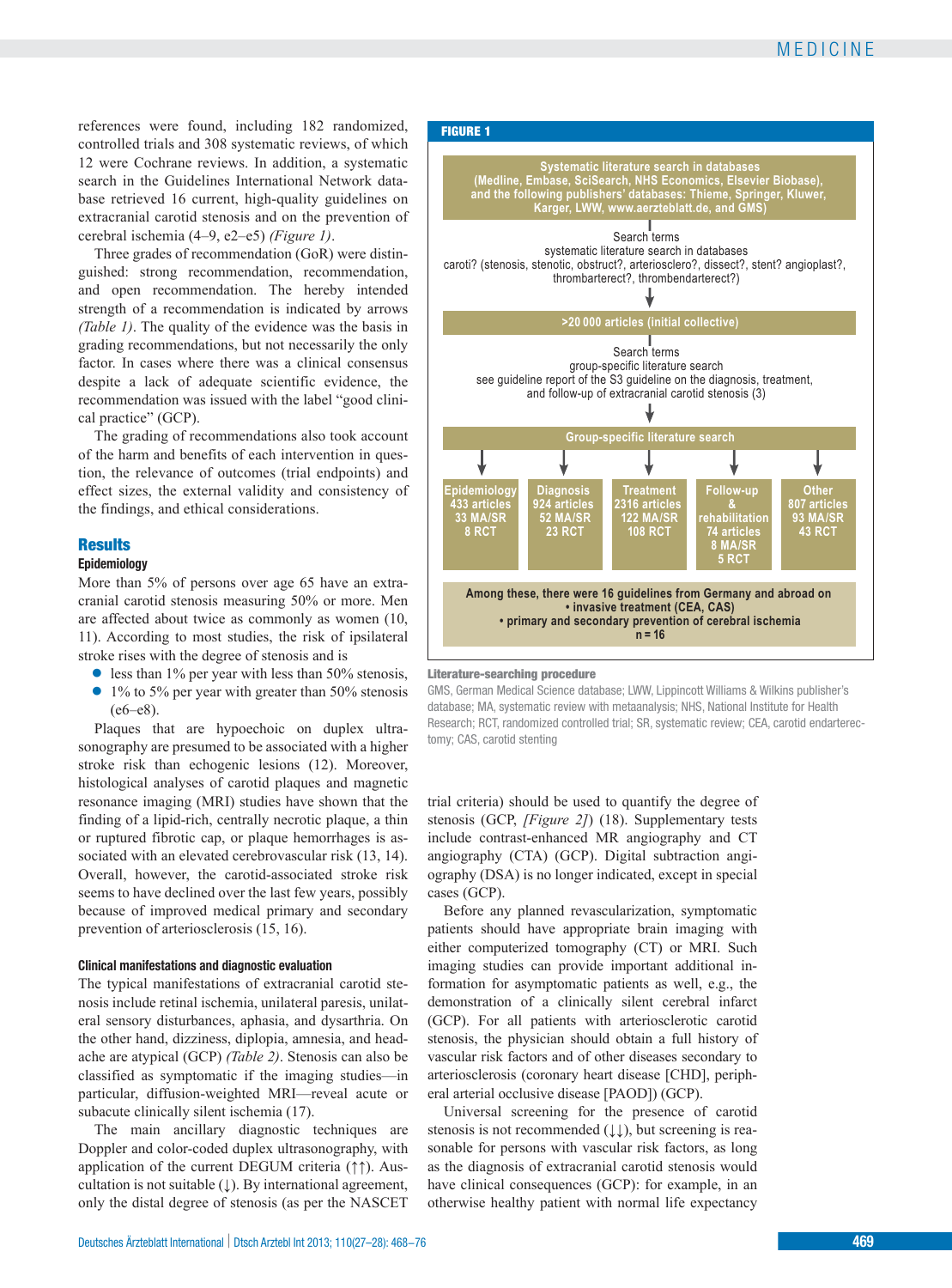references were found, including 182 randomized, controlled trials and 308 systematic reviews, of which 12 were Cochrane reviews. In addition, a systematic search in the Guidelines International Network database retrieved 16 current, high-quality guidelines on extracranial carotid stenosis and on the prevention of cerebral ischemia (4–9, e2–e5) *(Figure 1)*.

Three grades of recommendation (GoR) were distinguished: strong recommendation, recommendation, and open recommendation. The hereby intended strength of a recommendation is indicated by arrows *(Table 1)*. The quality of the evidence was the basis in grading recommendations, but not necessarily the only factor. In cases where there was a clinical consensus despite a lack of adequate scientific evidence, the recommendation was issued with the label "good clinical practice" (GCP).

The grading of recommendations also took account of the harm and benefits of each intervention in question, the relevance of outcomes (trial endpoints) and effect sizes, the external validity and consistency of the findings, and ethical considerations.

**FIGURE 1**

**Systematic literature search in databases (Medline, Embase, SciSearch, NHS Economics, Elsevier Biobase), and the following publishers' databases: Thieme, Springer, Kluwer, Karger, LWW, www.aerzteblatt.de, and GMS)**

Search terms
systematic literature search in databases
caroti? (stenosis, stenotic, obstruct?, arteriosclero?, dissect?, stent? angioplast?, thrombarterect?, thrombendarterect?)

**>20 000 articles (initial collective)**

Search terms
group-specific literature search
see guideline report of the S3 guideline on the diagnosis, treatment, and follow-up of extracranial carotid stenosis (3)

**Group-specific literature search**

| Epidemiology | Diagnosis | Treatment | Follow-up & rehabilitation | Other |
|---|---|---|---|---|
| 433 articles | 924 articles | 2316 articles | 74 articles | 807 articles |
| 33 MA/SR | 52 MA/SR | 122 MA/SR | 8 MA/SR | 93 MA/SR |
| 8 RCT | 23 RCT | 108 RCT | 5 RCT | 43 RCT |

**Among these, there were 16 guidelines from Germany and abroad on**
- **invasive treatment (CEA, CAS)**
- **primary and secondary prevention of cerebral ischemia**

**n = 16**

**Literature-searching procedure**

GMS, German Medical Science database; LWW, Lippincott Williams & Wilkins publisher's database; MA, systematic review with metaanalysis; NHS, National Institute for Health Research; RCT, randomized controlled trial; SR, systematic review; CEA, carotid endarterectomy; CAS, carotid stenting

## Results

### Epidemiology

More than 5% of persons over age 65 have an extracranial carotid stenosis measuring 50% or more. Men are affected about twice as commonly as women (10, 11). According to most studies, the risk of ipsilateral stroke rises with the degree of stenosis and is

- less than 1% per year with less than 50% stenosis,
- 1% to 5% per year with greater than 50% stenosis (e6–e8).

Plaques that are hypoechoic on duplex ultrasonography are presumed to be associated with a higher stroke risk than echogenic lesions (12). Moreover, histological analyses of carotid plaques and magnetic resonance imaging (MRI) studies have shown that the finding of a lipid-rich, centrally necrotic plaque, a thin or ruptured fibrotic cap, or plaque hemorrhages is associated with an elevated cerebrovascular risk (13, 14). Overall, however, the carotid-associated stroke risk seems to have declined over the last few years, possibly because of improved medical primary and secondary prevention of arteriosclerosis (15, 16).

### Clinical manifestations and diagnostic evaluation

The typical manifestations of extracranial carotid stenosis include retinal ischemia, unilateral paresis, unilateral sensory disturbances, aphasia, and dysarthria. On the other hand, dizziness, syncope, diplopia, amnesia, and headache are atypical (GCP) *(Table 2)*. Stenosis can also be classified as symptomatic if the imaging studies—in particular, diffusion-weighted MRI—reveal acute or subacute clinically silent ischemia (17).

The main ancillary diagnostic techniques are Doppler and color-coded duplex ultrasonography, with application of the current DEGUM criteria (↑↑). Auscultation is not suitable (↓). By international agreement, only the distal degree of stenosis (as per the NASCET trial criteria) should be used to quantify the degree of stenosis (GCP, *[Figure 2]*) (18). Supplementary tests include contrast-enhanced MR angiography and CT angiography (CTA) (GCP). Digital subtraction angiography (DSA) is no longer indicated, except in special cases (GCP).

Before any planned revascularization, symptomatic patients should have appropriate brain imaging with either computerized tomography (CT) or MRI. Such imaging studies can provide important additional information for asymptomatic patients as well, e.g., the demonstration of a clinically silent cerebral infarct (GCP). For all patients with arteriosclerotic carotid stenosis, the physician should obtain a full history of vascular risk factors and of other diseases secondary to arteriosclerosis (coronary heart disease [CHD], peripheral arterial occlusive disease [PAOD]) (GCP).

Universal screening for the presence of carotid stenosis is not recommended (↓↓), but screening is reasonable for persons with vascular risk factors, as long as the diagnosis of extracranial carotid stenosis would have clinical consequences (GCP): for example, in an otherwise healthy patient with normal life expectancy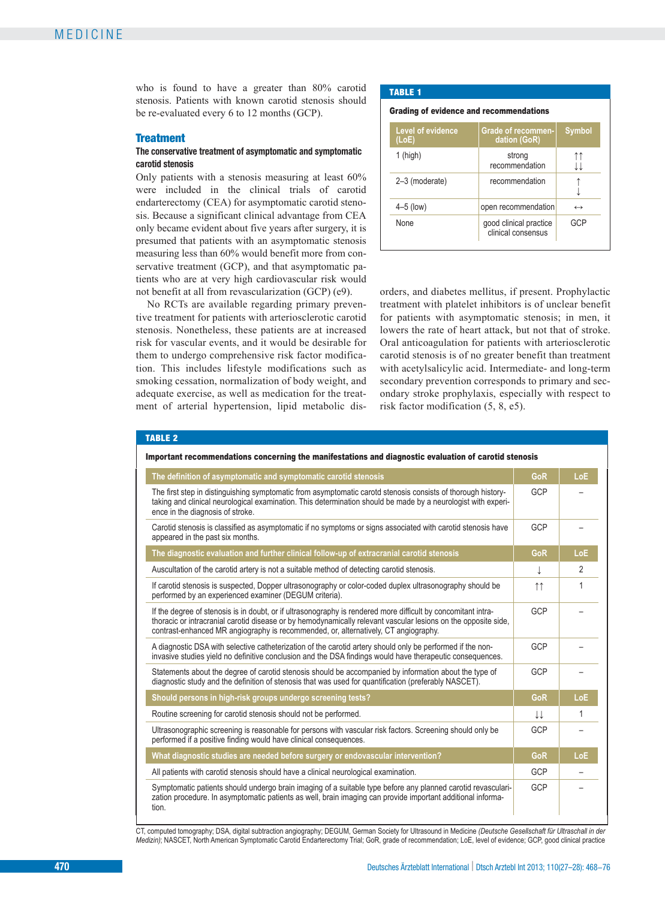who is found to have a greater than 80% carotid stenosis. Patients with known carotid stenosis should be re-evaluated every 6 to 12 months (GCP).

## Treatment

### The conservative treatment of asymptomatic and symptomatic carotid stenosis

Only patients with a stenosis measuring at least 60% were included in the clinical trials of carotid endarterectomy (CEA) for asymptomatic carotid stenosis. Because a significant clinical advantage from CEA only became evident about five years after surgery, it is presumed that patients with an asymptomatic stenosis measuring less than 60% would benefit more from conservative treatment (GCP), and that asymptomatic patients who are at very high cardiovascular risk would not benefit at all from revascularization (GCP) (e9).

No RCTs are available regarding primary preventive treatment for patients with arteriosclerotic carotid stenosis. Nonetheless, these patients are at increased risk for vascular events, and it would be desirable for them to undergo comprehensive risk factor modification. This includes lifestyle modifications such as smoking cessation, normalization of body weight, and adequate exercise, as well as medication for the treatment of arterial hypertension, lipid metabolic disorders, and diabetes mellitus, if present. Prophylactic treatment with platelet inhibitors is of unclear benefit for patients with asymptomatic stenosis; in men, it lowers the rate of heart attack, but not that of stroke. Oral anticoagulation for patients with arteriosclerotic carotid stenosis is of no greater benefit than treatment with acetylsalicylic acid. Intermediate- and long-term secondary prevention corresponds to primary and secondary stroke prophylaxis, especially with respect to risk factor modification (5, 8, e5).

**TABLE 1**

**Grading of evidence and recommendations**

| Level of evidence (LoE) | Grade of recommendation (GoR) | Symbol |
|---|---|---|
| 1 (high) | strong recommendation | ↑↑ ↓↓ |
| 2–3 (moderate) | recommendation | ↑ ↓ |
| 4–5 (low) | open recommendation | ↔ |
| None | good clinical practice clinical consensus | GCP |

**TABLE 2**

**Important recommendations concerning the manifestations and diagnostic evaluation of carotid stenosis**

| **The definition of asymptomatic and symptomatic carotid stenosis** | **GoR** | **LoE** |
|---|---|---|
| The first step in distinguishing symptomatic from asymptomatic carotid stenosis consists of thorough history-taking and clinical neurological examination. This determination should be made by a neurologist with experience in the diagnosis of stroke. | GCP | – |
| Carotid stenosis is classified as asymptomatic if no symptoms or signs associated with carotid stenosis have appeared in the past six months. | GCP | – |
| **The diagnostic evaluation and further clinical follow-up of extracranial carotid stenosis** | **GoR** | **LoE** |
| Auscultation of the carotid artery is not a suitable method of detecting carotid stenosis. | ↓ | 2 |
| If carotid stenosis is suspected, Dopper ultrasonography or color-coded duplex ultrasonography should be performed by an experienced examiner (DEGUM criteria). | ↑↑ | 1 |
| If the degree of stenosis is in doubt, or if ultrasonography is rendered more difficult by concomitant intrathoracic or intracranial carotid disease or by hemodynamically relevant vascular lesions on the opposite side, contrast-enhanced MR angiography is recommended, or, alternatively, CT angiography. | GCP | – |
| A diagnostic DSA with selective catheterization of the carotid artery should only be performed if the non-invasive studies yield no definitive conclusion and the DSA findings would have therapeutic consequences. | GCP | – |
| Statements about the degree of carotid stenosis should be accompanied by information about the type of diagnostic study and the definition of stenosis that was used for quantification (preferably NASCET). | GCP | – |
| **Should persons in high-risk groups undergo screening tests?** | **GoR** | **LoE** |
| Routine screening for carotid stenosis should not be performed. | ↓↓ | 1 |
| Ultrasonographic screening is reasonable for persons with vascular risk factors. Screening should only be performed if a positive finding would have clinical consequences. | GCP | – |
| **What diagnostic studies are needed before surgery or endovascular intervention?** | **GoR** | **LoE** |
| All patients with carotid stenosis should have a clinical neurological examination. | GCP | – |
| Symptomatic patients should undergo brain imaging of a suitable type before any planned carotid revascularization procedure. In asymptomatic patients as well, brain imaging can provide important additional information. | GCP | – |

CT, computed tomography; DSA, digital subtraction angiography; DEGUM, German Society for Ultrasound in Medicine *(Deutsche Gesellschaft für Ultraschall in der Medizin)*; NASCET, North American Symptomatic Carotid Endarterectomy Trial; GoR, grade of recommendation; LoE, level of evidence; GCP, good clinical practice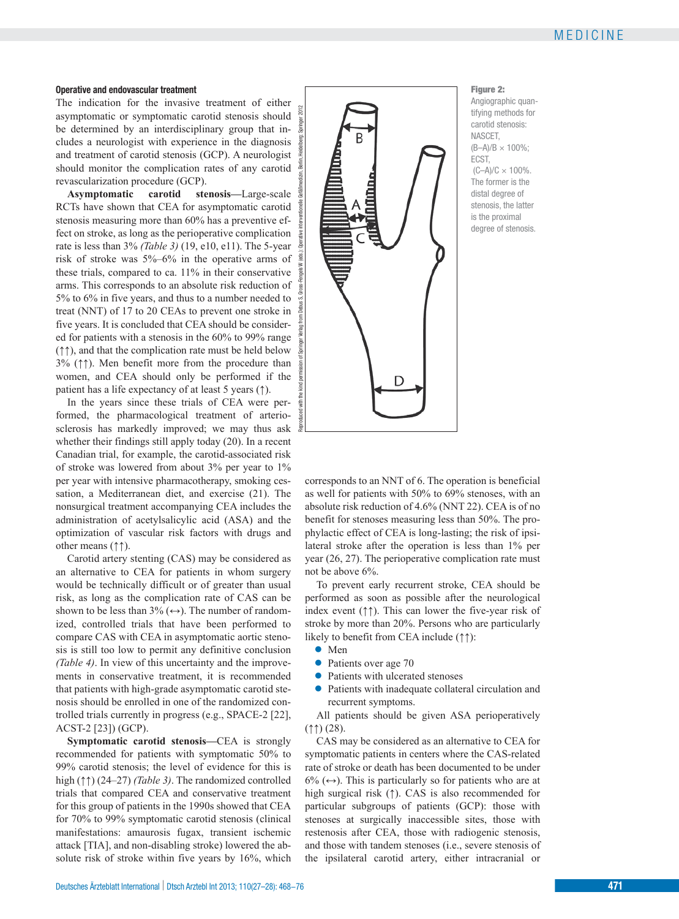### Operative and endovascular treatment

The indication for the invasive treatment of either asymptomatic or symptomatic carotid stenosis should be determined by an interdisciplinary group that includes a neurologist with experience in the diagnosis and treatment of carotid stenosis (GCP). A neurologist should monitor the complication rates of any carotid revascularization procedure (GCP).

**Asymptomatic carotid stenosis**—Large-scale RCTs have shown that CEA for asymptomatic carotid stenosis measuring more than 60% has a preventive effect on stroke, as long as the perioperative complication rate is less than 3% *(Table 3)* (19, e10, e11). The 5-year risk of stroke was 5%–6% in the operative arms of these trials, compared to ca. 11% in their conservative arms. This corresponds to an absolute risk reduction of 5% to 6% in five years, and thus to a number needed to treat (NNT) of 17 to 20 CEAs to prevent one stroke in five years. It is concluded that CEA should be considered for patients with a stenosis in the 60% to 99% range (↑↑), and that the complication rate must be held below 3% (↑↑). Men benefit more from the procedure than women, and CEA should only be performed if the patient has a life expectancy of at least 5 years (↑).

In the years since these trials of CEA were performed, the pharmacological treatment of arteriosclerosis has markedly improved; we may thus ask whether their findings still apply today (20). In a recent Canadian trial, for example, the carotid-associated risk of stroke was lowered from about 3% per year to 1% per year with intensive pharmacotherapy, smoking cessation, a Mediterranean diet, and exercise (21). The nonsurgical treatment accompanying CEA includes the administration of acetylsalicylic acid (ASA) and the optimization of vascular risk factors with drugs and other means (↑↑).

Carotid artery stenting (CAS) may be considered as an alternative to CEA for patients in whom surgery would be technically difficult or of greater than usual risk, as long as the complication rate of CAS can be shown to be less than 3% (↔). The number of randomized, controlled trials that have been performed to compare CAS with CEA in asymptomatic aortic stenosis is still too low to permit any definitive conclusion *(Table 4)*. In view of this uncertainty and the improvements in conservative treatment, it is recommended that patients with high-grade asymptomatic carotid stenosis should be enrolled in one of the randomized controlled trials currently in progress (e.g., SPACE-2 [22], ACST-2 [23]) (GCP).

**Symptomatic carotid stenosis**—CEA is strongly recommended for patients with symptomatic 50% to 99% carotid stenosis; the level of evidence for this is high (↑↑) (24–27) *(Table 3)*. The randomized controlled trials that compared CEA and conservative treatment for this group of patients in the 1990s showed that CEA for 70% to 99% symptomatic carotid stenosis (clinical manifestations: amaurosis fugax, transient ischemic attack [TIA], and non-disabling stroke) lowered the absolute risk of stroke within five years by 16%, which corresponds to an NNT of 6. The operation is beneficial as well for patients with 50% to 69% stenoses, with an absolute risk reduction of 4.6% (NNT 22). CEA is of no benefit for stenoses measuring less than 50%. The prophylactic effect of CEA is long-lasting; the risk of ipsilateral stroke after the operation is less than 1% per year (26, 27). The perioperative complication rate must not be above 6%.

**Figure 2:** Angiographic quantifying methods for carotid stenosis: NASCET, (B–A)/B × 100%; ECST, (C–A)/C × 100%. The former is the distal degree of stenosis, the latter is the proximal degree of stenosis.

Reproduced with the kind permission of Springer Verlag from Debus S, Gross-Fengels W (eds.): Operative und interventionelle Gefäßmedizin. Berlin, Heidelberg: Springer 2012

To prevent early recurrent stroke, CEA should be performed as soon as possible after the neurological index event (↑↑). This can lower the five-year risk of stroke by more than 20%. Persons who are particularly likely to benefit from CEA include (↑↑):

- Men
- Patients over age 70
- Patients with ulcerated stenoses
- Patients with inadequate collateral circulation and recurrent symptoms.

All patients should be given ASA perioperatively (↑↑) (28).

CAS may be considered as an alternative to CEA for symptomatic patients in centers where the CAS-related rate of stroke or death has been documented to be under 6% (↔). This is particularly so for patients who are at high surgical risk (↑). CAS is also recommended for particular subgroups of patients (GCP): those with stenoses at surgically inaccessible sites, those with restenosis after CEA, those with radiogenic stenosis, and those with tandem stenoses (i.e., severe stenosis of the ipsilateral carotid artery, either intracranial or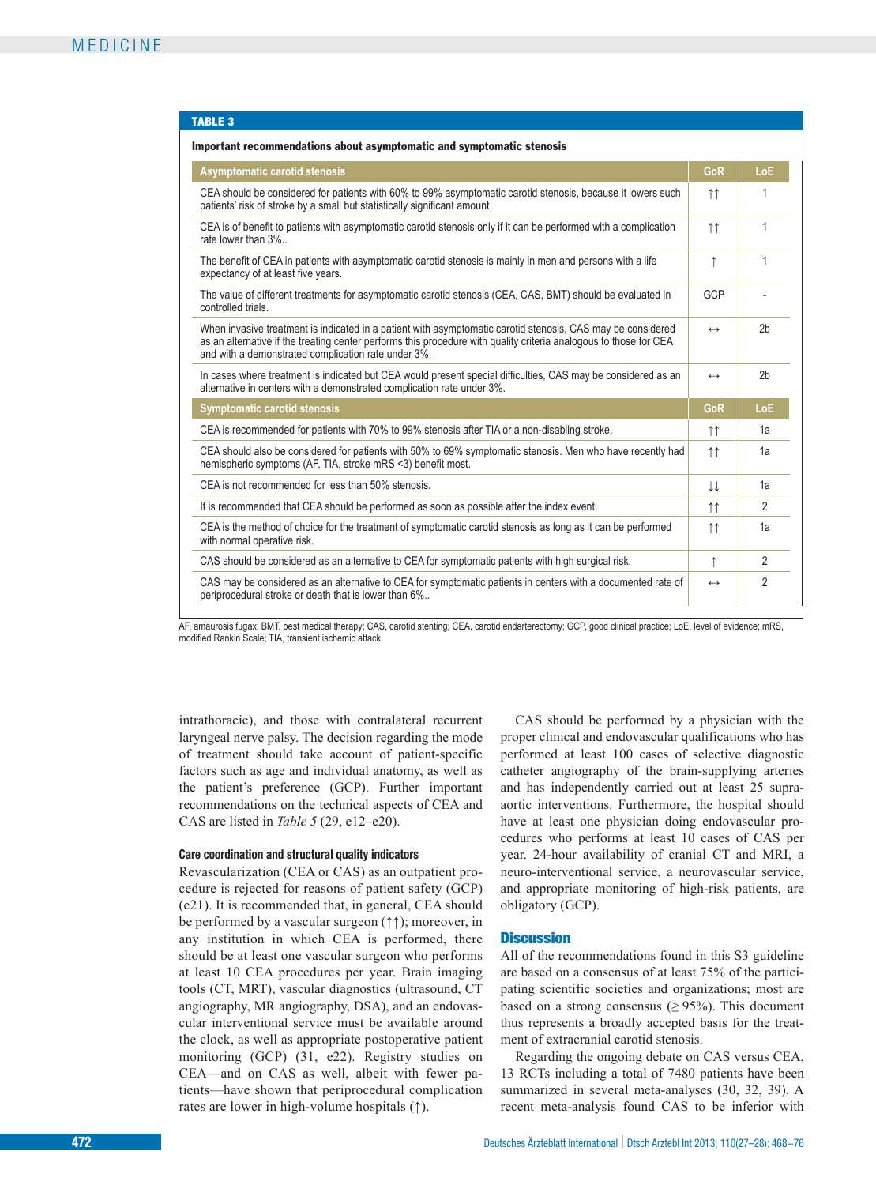**TABLE 3**

**Important recommendations about asymptomatic and symptomatic stenosis**

| Asymptomatic carotid stenosis | GoR | LoE |
|---|---|---|
| CEA should be considered for patients with 60% to 99% asymptomatic carotid stenosis, because it lowers such patients' risk of stroke by a small but statistically significant amount. | ↑↑ | 1 |
| CEA is of benefit to patients with asymptomatic carotid stenosis only if it can be performed with a complication rate lower than 3%.. | ↑↑ | 1 |
| The benefit of CEA in patients with asymptomatic carotid stenosis is mainly in men and persons with a life expectancy of at least five years. | ↑ | 1 |
| The value of different treatments for asymptomatic carotid stenosis (CEA, CAS, BMT) should be evaluated in controlled trials. | GCP | - |
| When invasive treatment is indicated in a patient with asymptomatic carotid stenosis, CAS may be considered as an alternative if the treating center performs this procedure with quality criteria analogous to those for CEA and with a demonstrated complication rate under 3%. | ↔ | 2b |
| In cases where treatment is indicated but CEA would present special difficulties, CAS may be considered as an alternative in centers with a demonstrated complication rate under 3%. | ↔ | 2b |
| **Symptomatic carotid stenosis** | **GoR** | **LoE** |
| CEA is recommended for patients with 70% to 99% stenosis after TIA or a non-disabling stroke. | ↑↑ | 1a |
| CEA should also be considered for patients with 50% to 69% symptomatic stenosis. Men who have recently had hemispheric symptoms (AF, TIA, stroke mRS <3) benefit most. | ↑↑ | 1a |
| CEA is not recommended for less than 50% stenosis. | ↓↓ | 1a |
| It is recommended that CEA should be performed as soon as possible after the index event. | ↑↑ | 2 |
| CEA is the method of choice for the treatment of symptomatic carotid stenosis as long as it can be performed with normal operative risk. | ↑↑ | 1a |
| CAS should be considered as an alternative to CEA for symptomatic patients with high surgical risk. | ↑ | 2 |
| CAS may be considered as an alternative to CEA for symptomatic patients in centers with a documented rate of periprocedural stroke or death that is lower than 6%.. | ↔ | 2 |

AF, amaurosis fugax; BMT, best medical therapy; CAS, carotid stenting; CEA, carotid endarterectomy; GCP, good clinical practice; LoE, level of evidence; mRS, modified Rankin Scale; TIA, transient ischemic attack

intrathoracic), and those with contralateral recurrent laryngeal nerve palsy. The decision regarding the mode of treatment should take account of patient-specific factors such as age and individual anatomy, as well as the patient's preference (GCP). Further important recommendations on the technical aspects of CEA and CAS are listed in *Table 5* (29, e12–e20).

#### Care coordination and structural quality indicators

Revascularization (CEA or CAS) as an outpatient procedure is rejected for reasons of patient safety (GCP) (e21). It is recommended that, in general, CEA should be performed by a vascular surgeon (↑↑); moreover, in any institution in which CEA is performed, there should be at least one vascular surgeon who performs at least 10 CEA procedures per year. Brain imaging tools (CT, MRT), vascular diagnostics (ultrasound, CT angiography, MR angiography, DSA), and an endovascular interventional service must be available around the clock, as well as appropriate postoperative monitoring (GCP) (31, e22). Registry studies on CEA—and on CAS as well, albeit with fewer patients—have shown that periprocedural complication rates are lower in high-volume hospitals (↑).

CAS should be performed by a physician with the proper clinical and endovascular qualifications who has performed at least 100 cases of selective diagnostic catheter angiography of the brain-supplying arteries and has independently carried out at least 25 supra-aortic interventions. Furthermore, the hospital should have at least one physician doing endovascular procedures who performs at least 10 cases of CAS per year. 24-hour availability of cranial CT and MRI, a neuro-interventional service, a neurovascular service, and appropriate monitoring of high-risk patients, are obligatory (GCP).

## Discussion

All of the recommendations found in this S3 guideline are based on a consensus of at least 75% of the participating scientific societies and organizations; most are based on a strong consensus (≥ 95%). This document thus represents a broadly accepted basis for the treatment of extracranial carotid stenosis.

Regarding the ongoing debate on CAS versus CEA, 13 RCTs including a total of 7480 patients have been summarized in several meta-analyses (30, 32, 39). A recent meta-analysis found CAS to be inferior with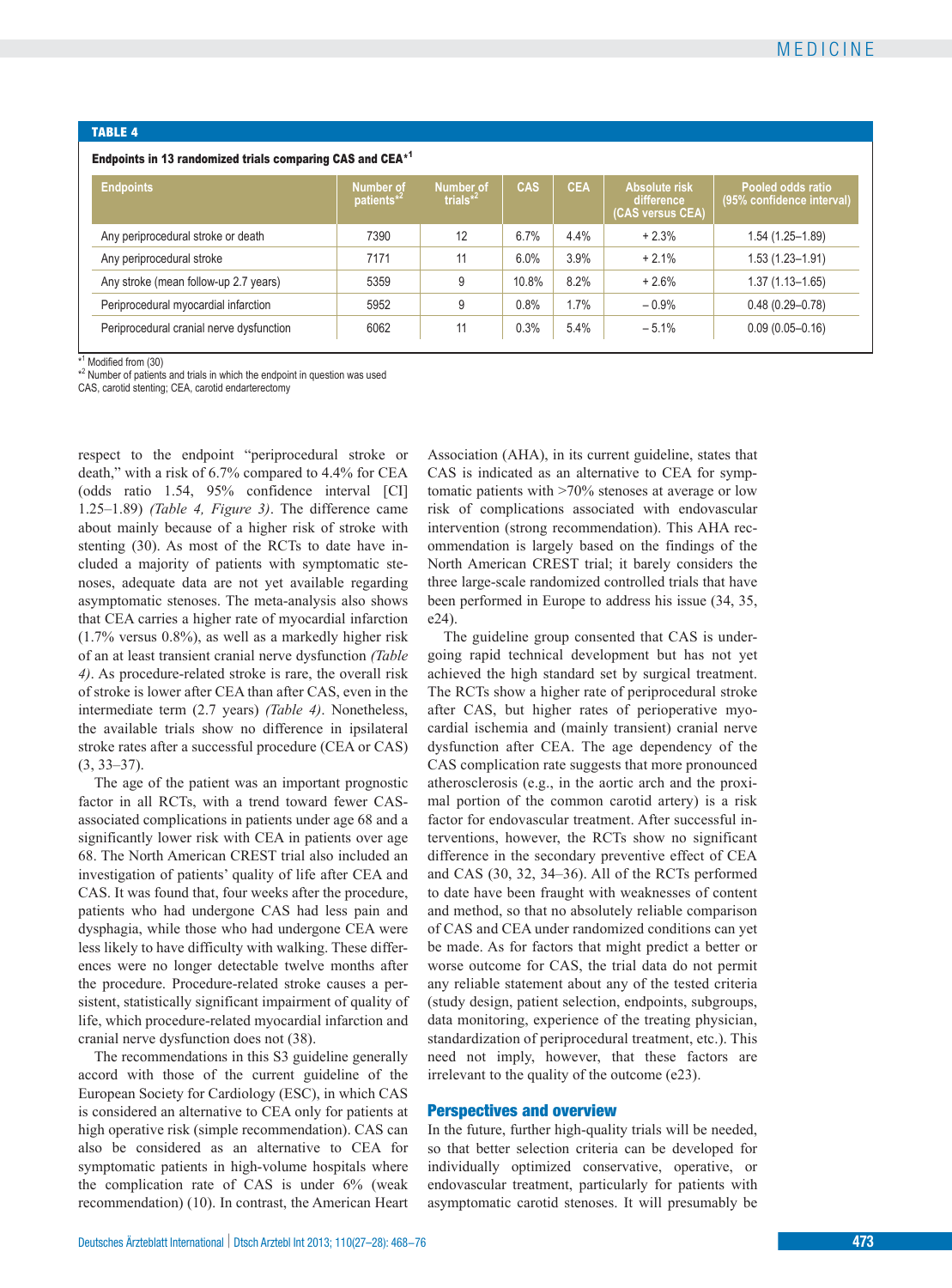**TABLE 4**

**Endpoints in 13 randomized trials comparing CAS and CEA*[1]**

| Endpoints | Number of patients*[2] | Number of trials*[2] | CAS | CEA | Absolute risk difference (CAS versus CEA) | Pooled odds ratio (95% confidence interval) |
|---|---|---|---|---|---|---|
| Any periprocedural stroke or death | 7390 | 12 | 6.7% | 4.4% | + 2.3% | 1.54 (1.25–1.89) |
| Any periprocedural stroke | 7171 | 11 | 6.0% | 3.9% | + 2.1% | 1.53 (1.23–1.91) |
| Any stroke (mean follow-up 2.7 years) | 5359 | 9 | 10.8% | 8.2% | + 2.6% | 1.37 (1.13–1.65) |
| Periprocedural myocardial infarction | 5952 | 9 | 0.8% | 1.7% | – 0.9% | 0.48 (0.29–0.78) |
| Periprocedural cranial nerve dysfunction | 6062 | 11 | 0.3% | 5.4% | – 5.1% | 0.09 (0.05–0.16) |

*[1] Modified from (30)
*[2] Number of patients and trials in which the endpoint in question was used
CAS, carotid stenting; CEA, carotid endarterectomy

respect to the endpoint "periprocedural stroke or death," with a risk of 6.7% compared to 4.4% for CEA (odds ratio 1.54, 95% confidence interval [CI] 1.25–1.89) *(Table 4, Figure 3)*. The difference came about mainly because of a higher risk of stroke with stenting (30). As most of the RCTs to date have included a majority of patients with symptomatic stenoses, adequate data are not yet available regarding asymptomatic stenoses. The meta-analysis also shows that CEA carries a higher rate of myocardial infarction (1.7% versus 0.8%), as well as a markedly higher risk of an at least transient cranial nerve dysfunction *(Table 4)*. As procedure-related stroke is rare, the overall risk of stroke is lower after CEA than after CAS, even in the intermediate term (2.7 years) *(Table 4)*. Nonetheless, the available trials show no difference in ipsilateral stroke rates after a successful procedure (CEA or CAS) (3, 33–37).

The age of the patient was an important prognostic factor in all RCTs, with a trend toward fewer CAS-associated complications in patients under age 68 and a significantly lower risk with CEA in patients over age 68. The North American CREST trial also included an investigation of patients' quality of life after CEA and CAS. It was found that, four weeks after the procedure, patients who had undergone CAS had less pain and dysphagia, while those who had undergone CEA were less likely to have difficulty with walking. These differences were no longer detectable twelve months after the procedure. Procedure-related stroke causes a persistent, statistically significant impairment of quality of life, which procedure-related myocardial infarction and cranial nerve dysfunction does not (38).

The recommendations in this S3 guideline generally accord with those of the current guideline of the European Society for Cardiology (ESC), in which CAS is considered an alternative to CEA only for patients at high operative risk (simple recommendation). CAS can also be considered as an alternative to CEA for symptomatic patients in high-volume hospitals where the complication rate of CAS is under 6% (weak recommendation) (10). In contrast, the American Heart Association (AHA), in its current guideline, states that CAS is indicated as an alternative to CEA for symptomatic patients with >70% stenoses at average or low risk of complications associated with endovascular intervention (strong recommendation). This AHA recommendation is largely based on the findings of the North American CREST trial; it barely considers the three large-scale randomized controlled trials that have been performed in Europe to address his issue (34, 35, e24).

The guideline group consented that CAS is undergoing rapid technical development but has not yet achieved the high standard set by surgical treatment. The RCTs show a higher rate of periprocedural stroke after CAS, but higher rates of perioperative myocardial ischemia and (mainly transient) cranial nerve dysfunction after CEA. The age dependency of the CAS complication rate suggests that more pronounced atherosclerosis (e.g., in the aortic arch and the proximal portion of the common carotid artery) is a risk factor for endovascular treatment. After successful interventions, however, the RCTs show no significant difference in the secondary preventive effect of CEA and CAS (30, 32, 34–36). All of the RCTs performed to date have been fraught with weaknesses of content and method, so that no absolutely reliable comparison of CAS and CEA under randomized conditions can yet be made. As for factors that might predict a better or worse outcome for CAS, the trial data do not permit any reliable statement about any of the tested criteria (study design, patient selection, endpoints, subgroups, data monitoring, experience of the treating physician, standardization of periprocedural treatment, etc.). This need not imply, however, that these factors are irrelevant to the quality of the outcome (e23).

## Perspectives and overview

In the future, further high-quality trials will be needed, so that better selection criteria can be developed for individually optimized conservative, operative, or endovascular treatment, particularly for patients with asymptomatic carotid stenoses. It will presumably be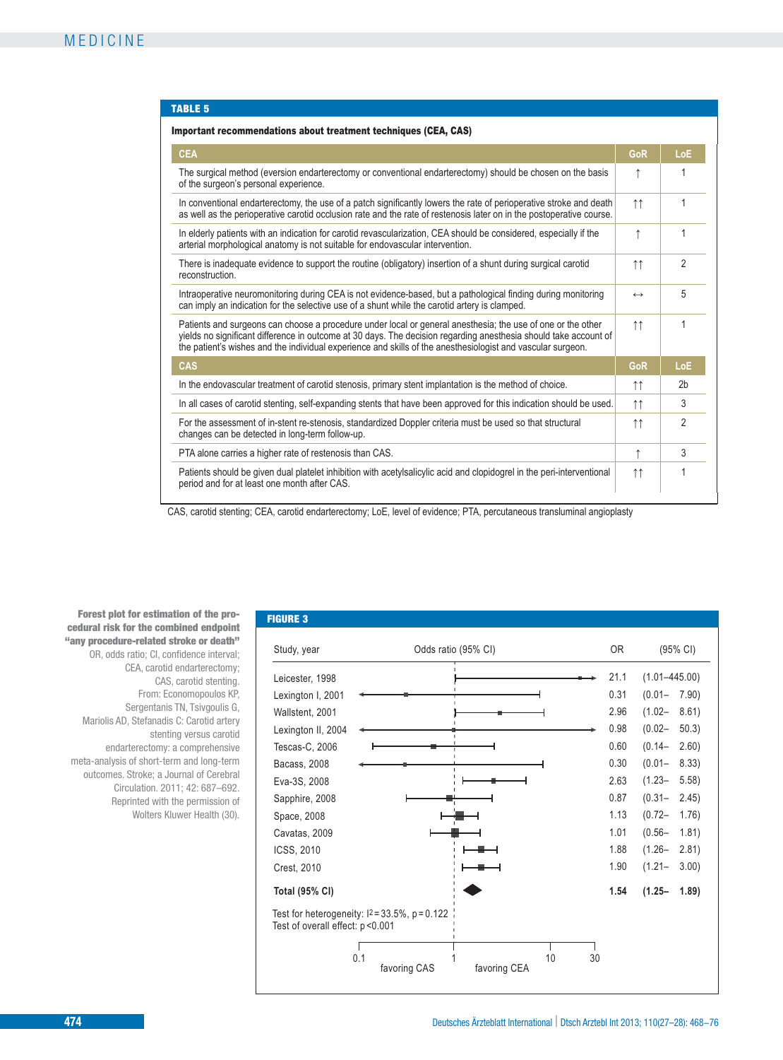**TABLE 5**

**Important recommendations about treatment techniques (CEA, CAS)**

| CEA | GoR | LoE |
|---|---|---|
| The surgical method (eversion endarterectomy or conventional endarterectomy) should be chosen on the basis of the surgeon's personal experience. | ↑ | 1 |
| In conventional endarterectomy, the use of a patch significantly lowers the rate of perioperative stroke and death as well as the perioperative carotid occlusion rate and the rate of restenosis later on in the postoperative course. | ↑↑ | 1 |
| In elderly patients with an indication for carotid revascularization, CEA should be considered, especially if the arterial morphological anatomy is not suitable for endovascular intervention. | ↑ | 1 |
| There is inadequate evidence to support the routine (obligatory) insertion of a shunt during surgical carotid reconstruction. | ↑↑ | 2 |
| Intraoperative neuromonitoring during CEA is not evidence-based, but a pathological finding during monitoring can imply an indication for the selective use of a shunt while the carotid artery is clamped. | ↔ | 5 |
| Patients and surgeons can choose a procedure under local or general anesthesia; the use of one or the other yields no significant difference in outcome at 30 days. The decision regarding anesthesia should take account of the patient's wishes and the individual experience and skills of the anesthesiologist and vascular surgeon. | ↑↑ | 1 |
| **CAS** | **GoR** | **LoE** |
| In the endovascular treatment of carotid stenosis, primary stent implantation is the method of choice. | ↑↑ | 2b |
| In all cases of carotid stenting, self-expanding stents that have been approved for this indication should be used. | ↑↑ | 3 |
| For the assessment of in-stent re-stenosis, standardized Doppler criteria must be used so that structural changes can be detected in long-term follow-up. | ↑↑ | 2 |
| PTA alone carries a higher rate of restenosis than CAS. | ↑ | 3 |
| Patients should be given dual platelet inhibition with acetylsalicylic acid and clopidogrel in the peri-interventional period and for at least one month after CAS. | ↑↑ | 1 |

CAS, carotid stenting; CEA, carotid endarterectomy; LoE, level of evidence; PTA, percutaneous transluminal angioplasty

**FIGURE 3**

| Study, year | OR | (95% CI) |
|---|---|---|
| Leicester, 1998 | 21.1 | (1.01–445.00) |
| Lexington I, 2001 | 0.31 | (0.01– 7.90) |
| Wallstent, 2001 | 2.96 | (1.02– 8.61) |
| Lexington II, 2004 | 0.98 | (0.02– 50.3) |
| Tescas-C, 2006 | 0.60 | (0.14– 2.60) |
| Bacass, 2008 | 0.30 | (0.01– 8.33) |
| Eva-3S, 2008 | 2.63 | (1.23– 5.58) |
| Sapphire, 2008 | 0.87 | (0.31– 2.45) |
| Space, 2008 | 1.13 | (0.72– 1.76) |
| Cavatas, 2009 | 1.01 | (0.56– 1.81) |
| ICSS, 2010 | 1.88 | (1.26– 2.81) |
| Crest, 2010 | 1.90 | (1.21– 3.00) |
| **Total (95% CI)** | **1.54** | **(1.25– 1.89)** |

Test for heterogeneity: $I^2 = 33.5\%$, $p = 0.122$
Test of overall effect: $p < 0.001$

Odds ratio (95% CI) axis: 0.1, 1, 10, 30 — favoring CAS | favoring CEA

**Forest plot for estimation of the procedural risk for the combined endpoint "any procedure-related stroke or death"**
OR, odds ratio; CI, confidence interval; CEA, carotid endarterectomy; CAS, carotid stenting. From: Economopoulos KP, Sergentanis TN, Tsivgoulis G, Mariolis AD, Stefanadis C: Carotid artery stenting versus carotid endarterectomy: a comprehensive meta-analysis of short-term and long-term outcomes. Stroke; a Journal of Cerebral Circulation. 2011; 42: 687–692. Reprinted with the permission of Wolters Kluwer Health (30).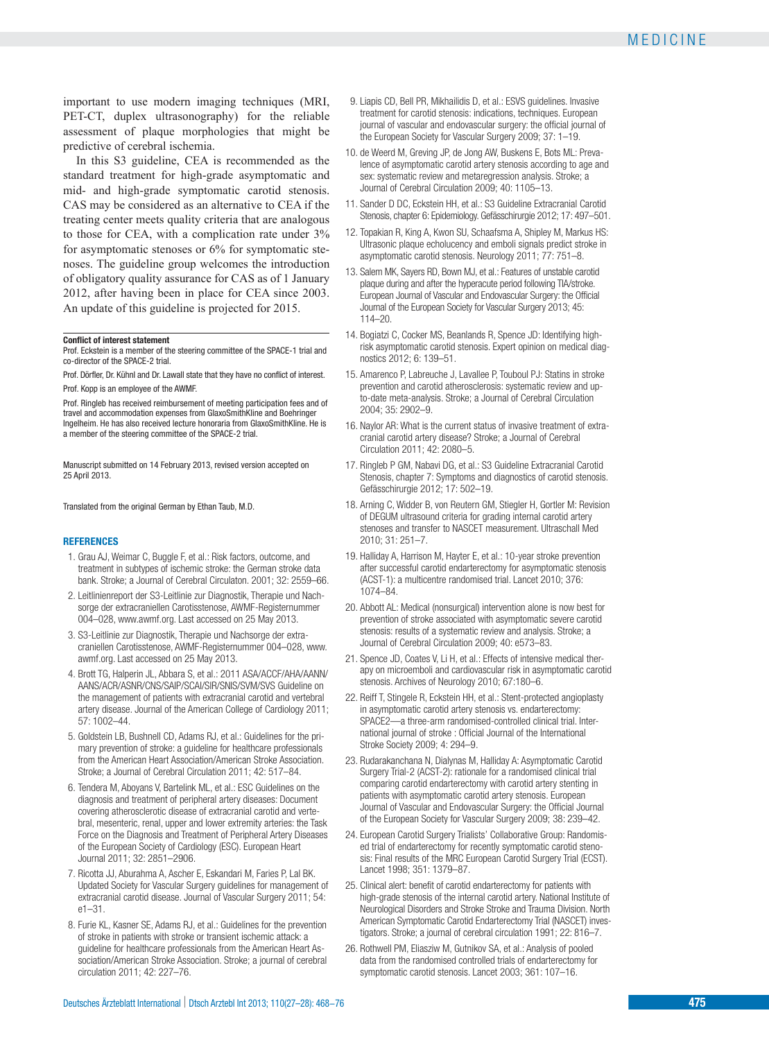important to use modern imaging techniques (MRI, PET-CT, duplex ultrasonography) for the reliable assessment of plaque morphologies that might be predictive of cerebral ischemia.

In this S3 guideline, CEA is recommended as the standard treatment for high-grade asymptomatic and mid- and high-grade symptomatic carotid stenosis. CAS may be considered as an alternative to CEA if the treating center meets quality criteria that are analogous to those for CEA, with a complication rate under 3% for asymptomatic stenoses or 6% for symptomatic stenoses. The guideline group welcomes the introduction of obligatory quality assurance for CAS as of 1 January 2012, after having been in place for CEA since 2003. An update of this guideline is projected for 2015.

**Conflict of interest statement**

Prof. Eckstein is a member of the steering committee of the SPACE-1 trial and co-director of the SPACE-2 trial.

Prof. Dörfler, Dr. Kühnl and Dr. Lawall state that they have no conflict of interest.

Prof. Kopp is an employee of the AWMF.

Prof. Ringleb has received reimbursement of meeting participation fees and of travel and accommodation expenses from GlaxoSmithKline and Boehringer Ingelheim. He has also received lecture honoraria from GlaxoSmithKline. He is a member of the steering committee of the SPACE-2 trial.

Manuscript submitted on 14 February 2013, revised version accepted on 25 April 2013.

Translated from the original German by Ethan Taub, M.D.

## REFERENCES

1. Grau AJ, Weimar C, Buggle F, et al.: Risk factors, outcome, and treatment in subtypes of ischemic stroke: the German stroke data bank. Stroke; a Journal of Cerebral Circulaton. 2001; 32: 2559–66.
2. Leitlinienreport der S3-Leitlinie zur Diagnostik, Therapie und Nachsorge der extracraniellen Carotisstenose, AWMF-Registernummer 004–028, www.awmf.org. Last accessed on 25 May 2013.
3. S3-Leitlinie zur Diagnostik, Therapie und Nachsorge der extracraniellen Carotisstenose, AWMF-Registernummer 004–028, www.awmf.org. Last accessed on 25 May 2013.
4. Brott TG, Halperin JL, Abbara S, et al.: 2011 ASA/ACCF/AHA/AANN/AANS/ACR/ASNR/CNS/SAIP/SCAI/SIR/SNIS/SVM/SVS Guideline on the management of patients with extracranial carotid and vertebral artery disease. Journal of the American College of Cardiology 2011; 57: 1002–44.
5. Goldstein LB, Bushnell CD, Adams RJ, et al.: Guidelines for the primary prevention of stroke: a guideline for healthcare professionals from the American Heart Association/American Stroke Association. Stroke; a Journal of Cerebral Circulation 2011; 42: 517–84.
6. Tendera M, Aboyans V, Bartelink ML, et al.: ESC Guidelines on the diagnosis and treatment of peripheral artery diseases: Document covering atherosclerotic disease of extracranial carotid and vertebral, mesenteric, renal, upper and lower extremity arteries: the Task Force on the Diagnosis and Treatment of Peripheral Artery Diseases of the European Society of Cardiology (ESC). European Heart Journal 2011; 32: 2851–2906.
7. Ricotta JJ, Aburahma A, Ascher E, Eskandari M, Faries P, Lal BK. Updated Society for Vascular Surgery guidelines for management of extracranial carotid disease. Journal of Vascular Surgery 2011; 54: e1–31.
8. Furie KL, Kasner SE, Adams RJ, et al.: Guidelines for the prevention of stroke in patients with stroke or transient ischemic attack: a guideline for healthcare professionals from the American Heart Association/American Stroke Association. Stroke; a journal of cerebral circulation 2011; 42: 227–76.
9. Liapis CD, Bell PR, Mikhailidis D, et al.: ESVS guidelines. Invasive treatment for carotid stenosis: indications, techniques. European journal of vascular and endovascular surgery: the official journal of the European Society for Vascular Surgery 2009; 37: 1–19.
10. de Weerd M, Greving JP, de Jong AW, Buskens E, Bots ML: Prevalence of asymptomatic carotid artery stenosis according to age and sex: systematic review and metaregression analysis. Stroke; a Journal of Cerebral Circulation 2009; 40: 1105–13.
11. Sander D DC, Eckstein HH, et al.: S3 Guideline Extracranial Carotid Stenosis, chapter 6: Epidemiology. Gefässchirurgie 2012; 17: 497–501.
12. Topakian R, King A, Kwon SU, Schaafsma A, Shipley M, Markus HS: Ultrasonic plaque echolucency and emboli signals predict stroke in asymptomatic carotid stenosis. Neurology 2011; 77: 751–8.
13. Salem MK, Sayers RD, Bown MJ, et al.: Features of unstable carotid plaque during and after the hyperacute period following TIA/stroke. European Journal of Vascular and Endovascular Surgery: the Official Journal of the European Society for Vascular Surgery 2013; 45: 114–20.
14. Bogiatzi C, Cocker MS, Beanlands R, Spence JD: Identifying high-risk asymptomatic carotid stenosis. Expert opinion on medical diagnostics 2012; 6: 139–51.
15. Amarenco P, Labreuche J, Lavallee P, Touboul PJ: Statins in stroke prevention and carotid atherosclerosis: systematic review and up-to-date meta-analysis. Stroke; a Journal of Cerebral Circulation 2004; 35: 2902–9.
16. Naylor AR: What is the current status of invasive treatment of extracranial carotid artery disease? Stroke; a Journal of Cerebral Circulation 2011; 42: 2080–5.
17. Ringleb P GM, Nabavi DG, et al.: S3 Guideline Extracranial Carotid Stenosis, chapter 7: Symptoms and diagnostics of carotid stenosis. Gefässchirurgie 2012; 17: 502–19.
18. Arning C, Widder B, von Reutern GM, Stiegler H, Gortler M: Revision of DEGUM ultrasound criteria for grading internal carotid artery stenoses and transfer to NASCET measurement. Ultraschall Med 2010; 31: 251–7.
19. Halliday A, Harrison M, Hayter E, et al.: 10-year stroke prevention after successful carotid endarterectomy for asymptomatic stenosis (ACST-1): a multicentre randomised trial. Lancet 2010; 376: 1074–84.
20. Abbott AL: Medical (nonsurgical) intervention alone is now best for prevention of stroke associated with asymptomatic severe carotid stenosis: results of a systematic review and analysis. Stroke; a Journal of Cerebral Circulation 2009; 40: e573–83.
21. Spence JD, Coates V, Li H, et al.: Effects of intensive medical therapy on microemboli and cardiovascular risk in asymptomatic carotid stenosis. Archives of Neurology 2010; 67:180–6.
22. Reiff T, Stingele R, Eckstein HH, et al.: Stent-protected angioplasty in asymptomatic carotid artery stenosis vs. endarterectomy: SPACE2—a three-arm randomised-controlled clinical trial. International journal of stroke : Official Journal of the International Stroke Society 2009; 4: 294–9.
23. Rudarakanchana N, Dialynas M, Halliday A: Asymptomatic Carotid Surgery Trial-2 (ACST-2): rationale for a randomised clinical trial comparing carotid endarterectomy with carotid artery stenting in patients with asymptomatic carotid artery stenosis. European Journal of Vascular and Endovascular Surgery: the Official Journal of the European Society for Vascular Surgery 2009; 38: 239–42.
24. European Carotid Surgery Trialists' Collaborative Group: Randomised trial of endarterectomy for recently symptomatic carotid stenosis: Final results of the MRC European Carotid Surgery Trial (ECST). Lancet 1998; 351: 1379–87.
25. Clinical alert: benefit of carotid endarterectomy for patients with high-grade stenosis of the internal carotid artery. National Institute of Neurological Disorders and Stroke Stroke and Trauma Division. North American Symptomatic Carotid Endarterectomy Trial (NASCET) investigators. Stroke; a journal of cerebral circulation 1991; 22: 816–7.
26. Rothwell PM, Eliasziw M, Gutnikov SA, et al.: Analysis of pooled data from the randomised controlled trials of endarterectomy for symptomatic carotid stenosis. Lancet 2003; 361: 107–16.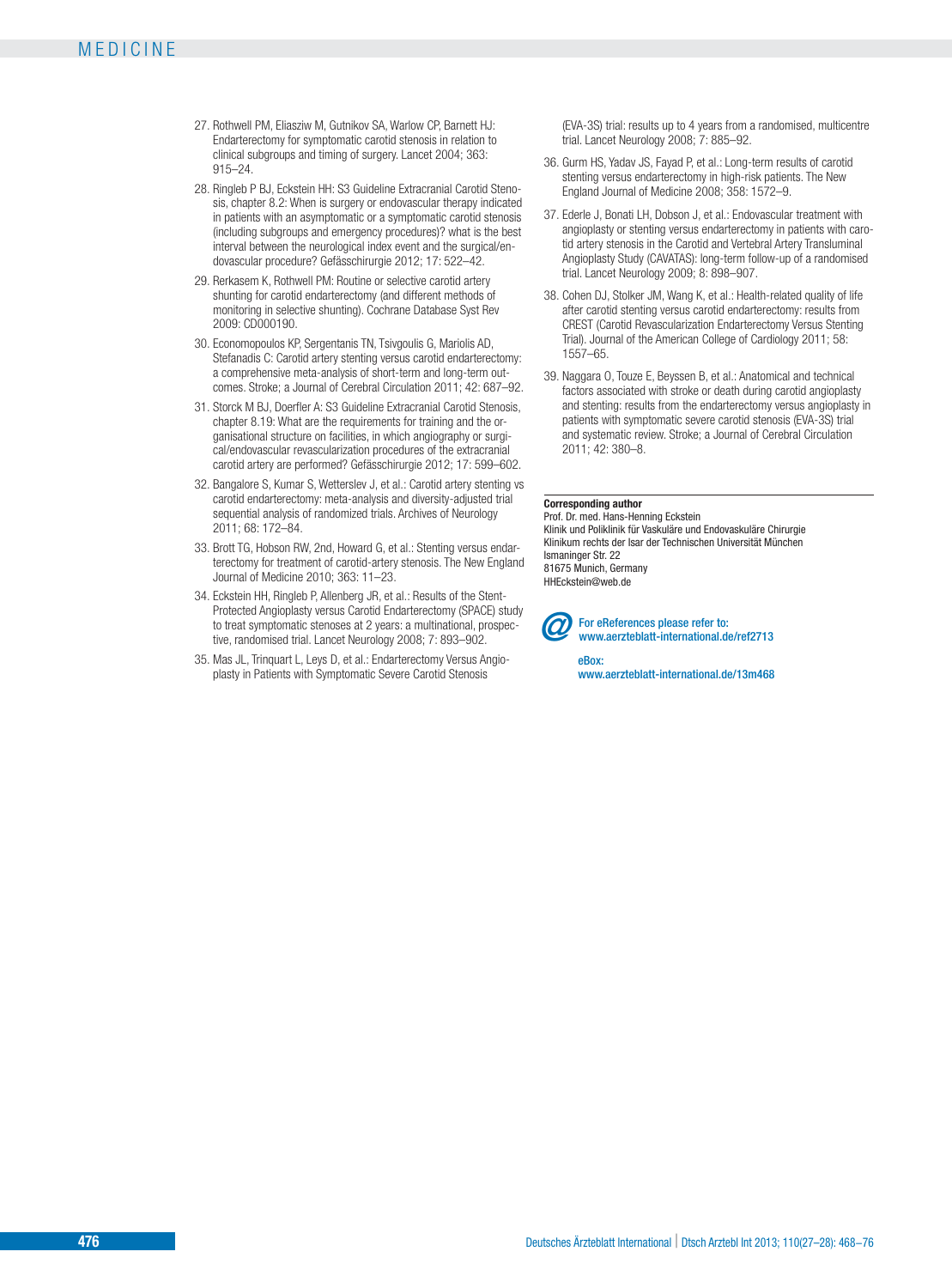27. Rothwell PM, Eliasziw M, Gutnikov SA, Warlow CP, Barnett HJ: Endarterectomy for symptomatic carotid stenosis in relation to clinical subgroups and timing of surgery. Lancet 2004; 363: 915–24.
28. Ringleb P BJ, Eckstein HH: S3 Guideline Extracranial Carotid Stenosis, chapter 8.2: When is surgery or endovascular therapy indicated in patients with an asymptomatic or a symptomatic carotid stenosis (including subgroups and emergency procedures)? what is the best interval between the neurological index event and the surgical/endovascular procedure? Gefässchirurgie 2012; 17: 522–42.
29. Rerkasem K, Rothwell PM: Routine or selective carotid artery shunting for carotid endarterectomy (and different methods of monitoring in selective shunting). Cochrane Database Syst Rev 2009: CD000190.
30. Economopoulos KP, Sergentanis TN, Tsivgoulis G, Mariolis AD, Stefanadis C: Carotid artery stenting versus carotid endarterectomy: a comprehensive meta-analysis of short-term and long-term outcomes. Stroke; a Journal of Cerebral Circulation 2011; 42: 687–92.
31. Storck M BJ, Doerfler A: S3 Guideline Extracranial Carotid Stenosis, chapter 8.19: What are the requirements for training and the organisational structure on facilities, in which angiography or surgical/endovascular revascularization procedures of the extracranial carotid artery are performed? Gefässchirurgie 2012; 17: 599–602.
32. Bangalore S, Kumar S, Wetterslev J, et al.: Carotid artery stenting vs carotid endarterectomy: meta-analysis and diversity-adjusted trial sequential analysis of randomized trials. Archives of Neurology 2011; 68: 172–84.
33. Brott TG, Hobson RW, 2nd, Howard G, et al.: Stenting versus endarterectomy for treatment of carotid-artery stenosis. The New England Journal of Medicine 2010; 363: 11–23.
34. Eckstein HH, Ringleb P, Allenberg JR, et al.: Results of the Stent-Protected Angioplasty versus Carotid Endarterectomy (SPACE) study to treat symptomatic stenoses at 2 years: a multinational, prospective, randomised trial. Lancet Neurology 2008; 7: 893–902.
35. Mas JL, Trinquart L, Leys D, et al.: Endarterectomy Versus Angioplasty in Patients with Symptomatic Severe Carotid Stenosis (EVA-3S) trial: results up to 4 years from a randomised, multicentre trial. Lancet Neurology 2008; 7: 885–92.
36. Gurm HS, Yadav JS, Fayad P, et al.: Long-term results of carotid stenting versus endarterectomy in high-risk patients. The New England Journal of Medicine 2008; 358: 1572–9.
37. Ederle J, Bonati LH, Dobson J, et al.: Endovascular treatment with angioplasty or stenting versus endarterectomy in patients with carotid artery stenosis in the Carotid and Vertebral Artery Transluminal Angioplasty Study (CAVATAS): long-term follow-up of a randomised trial. Lancet Neurology 2009; 8: 898–907.
38. Cohen DJ, Stolker JM, Wang K, et al.: Health-related quality of life after carotid stenting versus carotid endarterectomy: results from CREST (Carotid Revascularization Endarterectomy Versus Stenting Trial). Journal of the American College of Cardiology 2011; 58: 1557–65.
39. Naggara O, Touze E, Beyssen B, et al.: Anatomical and technical factors associated with stroke or death during carotid angioplasty and stenting: results from the endarterectomy versus angioplasty in patients with symptomatic severe carotid stenosis (EVA-3S) trial and systematic review. Stroke; a Journal of Cerebral Circulation 2011; 42: 380–8.

**Corresponding author**
Prof. Dr. med. Hans-Henning Eckstein
Klinik und Poliklinik für Vaskuläre und Endovaskuläre Chirurgie
Klinikum rechts der Isar der Technischen Universität München
Ismaninger Str. 22
81675 Munich, Germany
HHEckstein@web.de

For eReferences please refer to:
www.aerzteblatt-international.de/ref2713

eBox:
www.aerzteblatt-international.de/13m468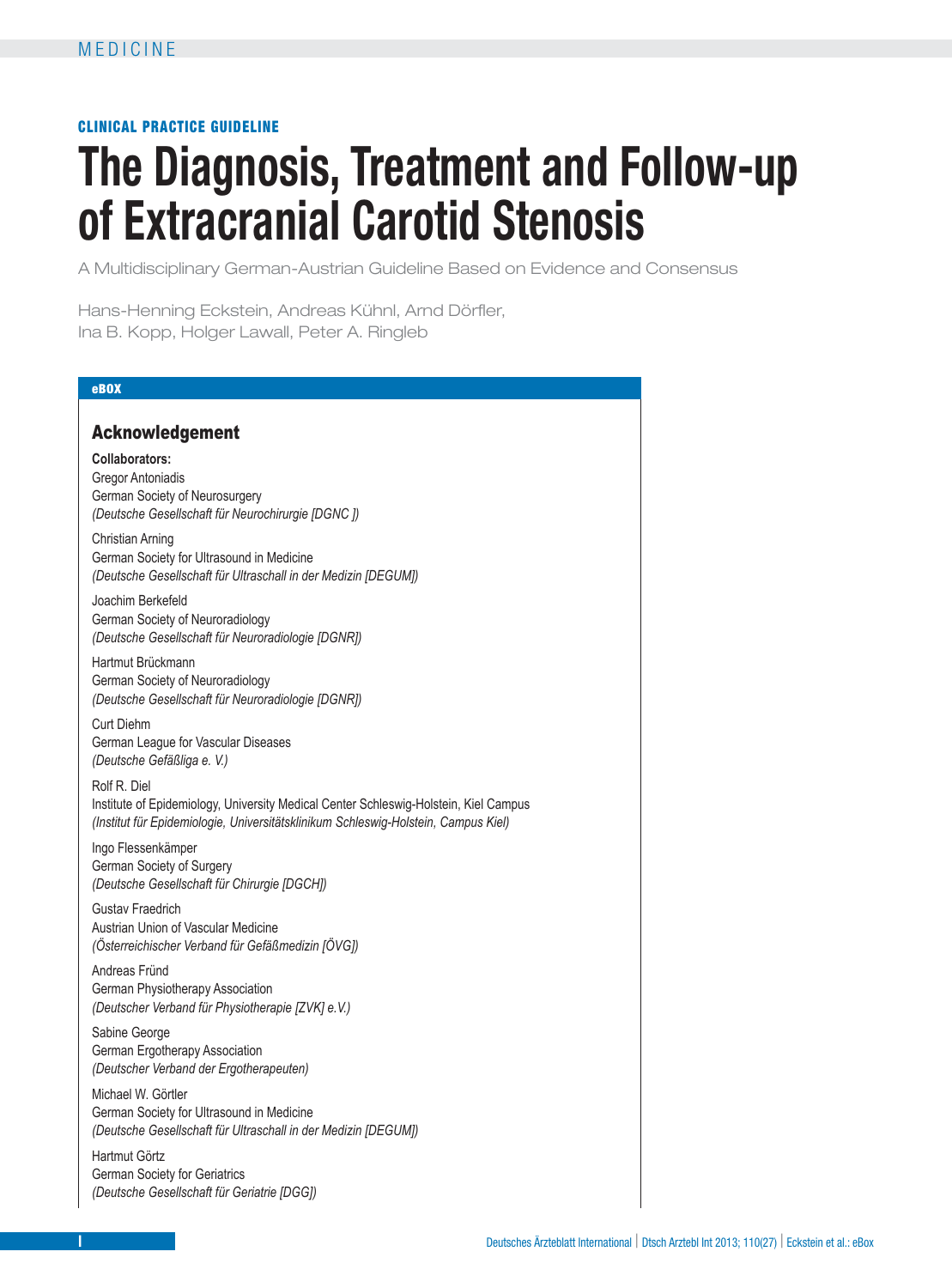MEDICINE

**CLINICAL PRACTICE GUIDELINE**

# The Diagnosis, Treatment and Follow-up of Extracranial Carotid Stenosis

A Multidisciplinary German-Austrian Guideline Based on Evidence and Consensus

Hans-Henning Eckstein, Andreas Kühnl, Arnd Dörfler, Ina B. Kopp, Holger Lawall, Peter A. Ringleb

**eBOX**

## Acknowledgement

**Collaborators:**

Gregor Antoniadis
German Society of Neurosurgery
*(Deutsche Gesellschaft für Neurochirurgie [DGNC ])*

Christian Arning
German Society for Ultrasound in Medicine
*(Deutsche Gesellschaft für Ultraschall in der Medizin [DEGUM])*

Joachim Berkefeld
German Society of Neuroradiology
*(Deutsche Gesellschaft für Neuroradiologie [DGNR])*

Hartmut Brückmann
German Society of Neuroradiology
*(Deutsche Gesellschaft für Neuroradiologie [DGNR])*

Curt Diehm
German League for Vascular Diseases
*(Deutsche Gefäßliga e. V.)*

Rolf R. Diel
Institute of Epidemiology, University Medical Center Schleswig-Holstein, Kiel Campus
*(Institut für Epidemiologie, Universitätsklinikum Schleswig-Holstein, Campus Kiel)*

Ingo Flessenkämper
German Society of Surgery
*(Deutsche Gesellschaft für Chirurgie [DGCH])*

Gustav Fraedrich
Austrian Union of Vascular Medicine
*(Österreichischer Verband für Gefäßmedizin [ÖVG])*

Andreas Fründ
German Physiotherapy Association
*(Deutscher Verband für Physiotherapie [ZVK] e.V.)*

Sabine George
German Ergotherapy Association
*(Deutscher Verband der Ergotherapeuten)*

Michael W. Görtler
German Society for Ultrasound in Medicine
*(Deutsche Gesellschaft für Ultraschall in der Medizin [DEGUM])*

Hartmut Görtz
German Society for Geriatrics
*(Deutsche Gesellschaft für Geriatrie [DGG])*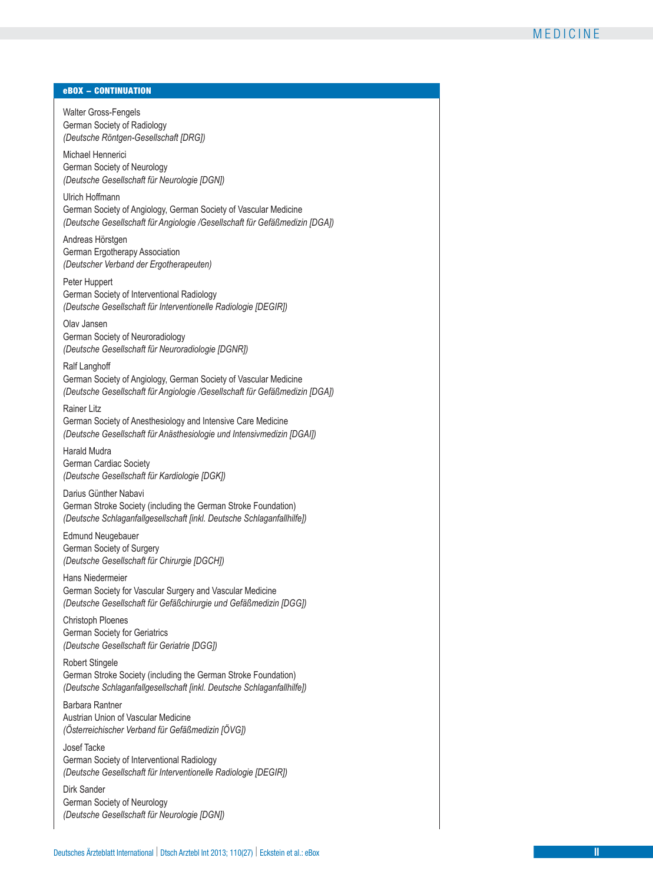**eBOX – CONTINUATION**

Walter Gross-Fengels
German Society of Radiology
*(Deutsche Röntgen-Gesellschaft [DRG])*

Michael Hennerici
German Society of Neurology
*(Deutsche Gesellschaft für Neurologie [DGN])*

Ulrich Hoffmann
German Society of Angiology, German Society of Vascular Medicine
*(Deutsche Gesellschaft für Angiologie /Gesellschaft für Gefäßmedizin [DGA])*

Andreas Hörstgen
German Ergotherapy Association
*(Deutscher Verband der Ergotherapeuten)*

Peter Huppert
German Society of Interventional Radiology
*(Deutsche Gesellschaft für Interventionelle Radiologie [DEGIR])*

Olav Jansen
German Society of Neuroradiology
*(Deutsche Gesellschaft für Neuroradiologie [DGNR])*

Ralf Langhoff
German Society of Angiology, German Society of Vascular Medicine
*(Deutsche Gesellschaft für Angiologie /Gesellschaft für Gefäßmedizin [DGA])*

Rainer Litz
German Society of Anesthesiology and Intensive Care Medicine
*(Deutsche Gesellschaft für Anästhesiologie und Intensivmedizin [DGAI])*

Harald Mudra
German Cardiac Society
*(Deutsche Gesellschaft für Kardiologie [DGK])*

Darius Günther Nabavi
German Stroke Society (including the German Stroke Foundation)
*(Deutsche Schlaganfallgesellschaft [inkl. Deutsche Schlaganfallhilfe])*

Edmund Neugebauer
German Society of Surgery
*(Deutsche Gesellschaft für Chirurgie [DGCH])*

Hans Niedermeier
German Society for Vascular Surgery and Vascular Medicine
*(Deutsche Gesellschaft für Gefäßchirurgie und Gefäßmedizin [DGG])*

Christoph Ploenes
German Society for Geriatrics
*(Deutsche Gesellschaft für Geriatrie [DGG])*

Robert Stingele
German Stroke Society (including the German Stroke Foundation)
*(Deutsche Schlaganfallgesellschaft [inkl. Deutsche Schlaganfallhilfe])*

Barbara Rantner
Austrian Union of Vascular Medicine
*(Österreichischer Verband für Gefäßmedizin [ÖVG])*

Josef Tacke
German Society of Interventional Radiology
*(Deutsche Gesellschaft für Interventionelle Radiologie [DEGIR])*

Dirk Sander
German Society of Neurology
*(Deutsche Gesellschaft für Neurologie [DGN])*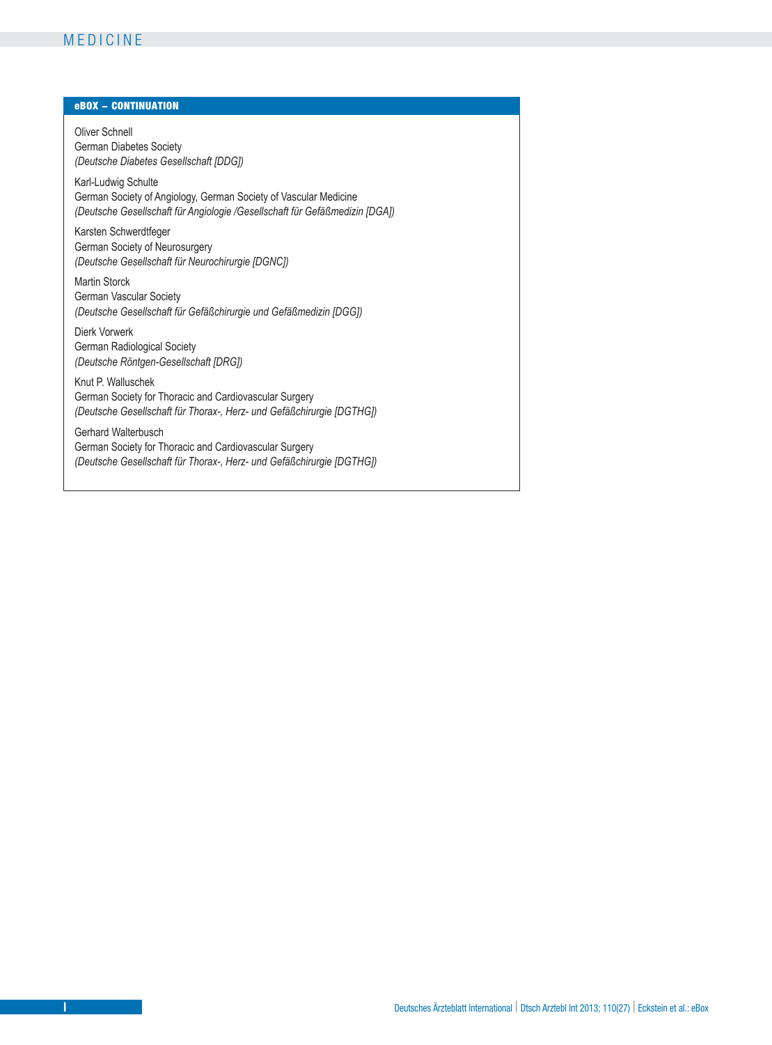**eBOX – CONTINUATION**

Oliver Schnell
German Diabetes Society
*(Deutsche Diabetes Gesellschaft [DDG])*

Karl-Ludwig Schulte
German Society of Angiology, German Society of Vascular Medicine
*(Deutsche Gesellschaft für Angiologie /Gesellschaft für Gefäßmedizin [DGA])*

Karsten Schwerdtfeger
German Society of Neurosurgery
*(Deutsche Gesellschaft für Neurochirurgie [DGNC])*

Martin Storck
German Vascular Society
*(Deutsche Gesellschaft für Gefäßchirurgie und Gefäßmedizin [DGG])*

Dierk Vorwerk
German Radiological Society
*(Deutsche Röntgen-Gesellschaft [DRG])*

Knut P. Walluschek
German Society for Thoracic and Cardiovascular Surgery
*(Deutsche Gesellschaft für Thorax-, Herz- und Gefäßchirurgie [DGTHG])*

Gerhard Walterbusch
German Society for Thoracic and Cardiovascular Surgery
*(Deutsche Gesellschaft für Thorax-, Herz- und Gefäßchirurgie [DGTHG])*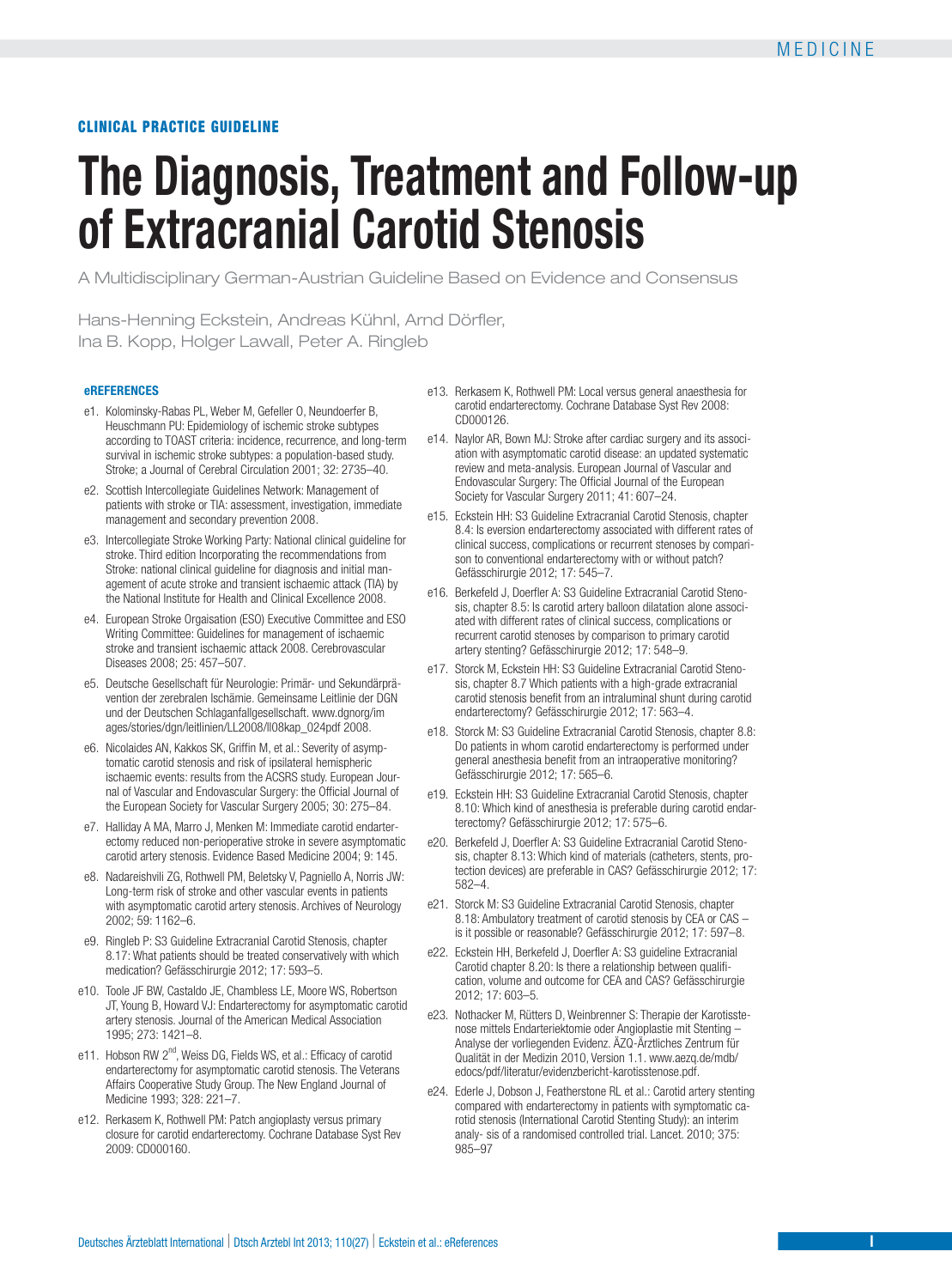CLINICAL PRACTICE GUIDELINE

# The Diagnosis, Treatment and Follow-up of Extracranial Carotid Stenosis

A Multidisciplinary German-Austrian Guideline Based on Evidence and Consensus

Hans-Henning Eckstein, Andreas Kühnl, Arnd Dörfler, Ina B. Kopp, Holger Lawall, Peter A. Ringleb

## eREFERENCES

e1. Kolominsky-Rabas PL, Weber M, Gefeller O, Neundoerfer B, Heuschmann PU: Epidemiology of ischemic stroke subtypes according to TOAST criteria: incidence, recurrence, and long-term survival in ischemic stroke subtypes: a population-based study. Stroke; a Journal of Cerebral Circulation 2001; 32: 2735–40.

e2. Scottish Intercollegiate Guidelines Network: Management of patients with stroke or TIA: assessment, investigation, immediate management and secondary prevention 2008.

e3. Intercollegiate Stroke Working Party: National clinical guideline for stroke. Third edition Incorporating the recommendations from Stroke: national clinical guideline for diagnosis and initial management of acute stroke and transient ischaemic attack (TIA) by the National Institute for Health and Clinical Excellence 2008.

e4. European Stroke Orgaisation (ESO) Executive Committee and ESO Writing Committee: Guidelines for management of ischaemic stroke and transient ischaemic attack 2008. Cerebrovascular Diseases 2008; 25: 457–507.

e5. Deutsche Gesellschaft für Neurologie: Primär- und Sekundärprävention der zerebralen Ischämie. Gemeinsame Leitlinie der DGN und der Deutschen Schlaganfallgesellschaft. www.dgnorg/images/stories/dgn/leitlinien/LL2008/ll08kap_024pdf 2008.

e6. Nicolaides AN, Kakkos SK, Griffin M, et al.: Severity of asymptomatic carotid stenosis and risk of ipsilateral hemispheric ischaemic events: results from the ACSRS study. European Journal of Vascular and Endovascular Surgery: the Official Journal of the European Society for Vascular Surgery 2005; 30: 275–84.

e7. Halliday A MA, Marro J, Menken M: Immediate carotid endarterectomy reduced non-perioperative stroke in severe asymptomatic carotid artery stenosis. Evidence Based Medicine 2004; 9: 145.

e8. Nadareishvili ZG, Rothwell PM, Beletsky V, Pagniello A, Norris JW: Long-term risk of stroke and other vascular events in patients with asymptomatic carotid artery stenosis. Archives of Neurology 2002; 59: 1162–6.

e9. Ringleb P: S3 Guideline Extracranial Carotid Stenosis, chapter 8.17: What patients should be treated conservatively with which medication? Gefässchirurgie 2012; 17: 593–5.

e10. Toole JF BW, Castaldo JE, Chambless LE, Moore WS, Robertson JT, Young B, Howard VJ: Endarterectomy for asymptomatic carotid artery stenosis. Journal of the American Medical Association 1995; 273: 1421–8.

e11. Hobson RW 2nd, Weiss DG, Fields WS, et al.: Efficacy of carotid endarterectomy for asymptomatic carotid stenosis. The Veterans Affairs Cooperative Study Group. The New England Journal of Medicine 1993; 328: 221–7.

e12. Rerkasem K, Rothwell PM: Patch angioplasty versus primary closure for carotid endarterectomy. Cochrane Database Syst Rev 2009: CD000160.

e13. Rerkasem K, Rothwell PM: Local versus general anaesthesia for carotid endarterectomy. Cochrane Database Syst Rev 2008: CD000126.

e14. Naylor AR, Bown MJ: Stroke after cardiac surgery and its association with asymptomatic carotid disease: an updated systematic review and meta-analysis. European Journal of Vascular and Endovascular Surgery: The Official Journal of the European Society for Vascular Surgery 2011; 41: 607–24.

e15. Eckstein HH: S3 Guideline Extracranial Carotid Stenosis, chapter 8.4: Is eversion endarterectomy associated with different rates of clinical success, complications or recurrent stenoses by comparison to conventional endarterectomy with or without patch? Gefässchirurgie 2012; 17: 545–7.

e16. Berkefeld J, Doerfler A: S3 Guideline Extracranial Carotid Stenosis, chapter 8.5: Is carotid artery balloon dilatation alone associated with different rates of clinical success, complications or recurrent carotid stenoses by comparison to primary carotid artery stenting? Gefässchirurgie 2012; 17: 548–9.

e17. Storck M, Eckstein HH: S3 Guideline Extracranial Carotid Stenosis, chapter 8.7 Which patients with a high-grade extracranial carotid stenosis benefit from an intraluminal shunt during carotid endarterectomy? Gefässchirurgie 2012; 17: 563–4.

e18. Storck M: S3 Guideline Extracranial Carotid Stenosis, chapter 8.8: Do patients in whom carotid endarterectomy is performed under general anesthesia benefit from an intraoperative monitoring? Gefässchirurgie 2012; 17: 565–6.

e19. Eckstein HH: S3 Guideline Extracranial Carotid Stenosis, chapter 8.10: Which kind of anesthesia is preferable during carotid endarterectomy? Gefässchirurgie 2012; 17: 575–6.

e20. Berkefeld J, Doerfler A: S3 Guideline Extracranial Carotid Stenosis, chapter 8.13: Which kind of materials (catheters, stents, protection devices) are preferable in CAS? Gefässchirurgie 2012; 17: 582–4.

e21. Storck M: S3 Guideline Extracranial Carotid Stenosis, chapter 8.18: Ambulatory treatment of carotid stenosis by CEA or CAS – is it possible or reasonable? Gefässchirurgie 2012; 17: 597–8.

e22. Eckstein HH, Berkefeld J, Doerfler A: S3 guideline Extracranial Carotid chapter 8.20: Is there a relationship between qualification, volume and outcome for CEA and CAS? Gefässchirurgie 2012; 17: 603–5.

e23. Nothacker M, Rütters D, Weinbrenner S: Therapie der Karotisstenose mittels Endarteriektomie oder Angioplastie mit Stenting – Analyse der vorliegenden Evidenz. ÄZQ-Ärztliches Zentrum für Qualität in der Medizin 2010, Version 1.1. www.aezq.de/mdb/edocs/pdf/literatur/evidenzbericht-karotisstenose.pdf.

e24. Ederle J, Dobson J, Featherstone RL et al.: Carotid artery stenting compared with endarterectomy in patients with symptomatic carotid stenosis (International Carotid Stenting Study): an interim analy- sis of a randomised controlled trial. Lancet. 2010; 375: 985–97